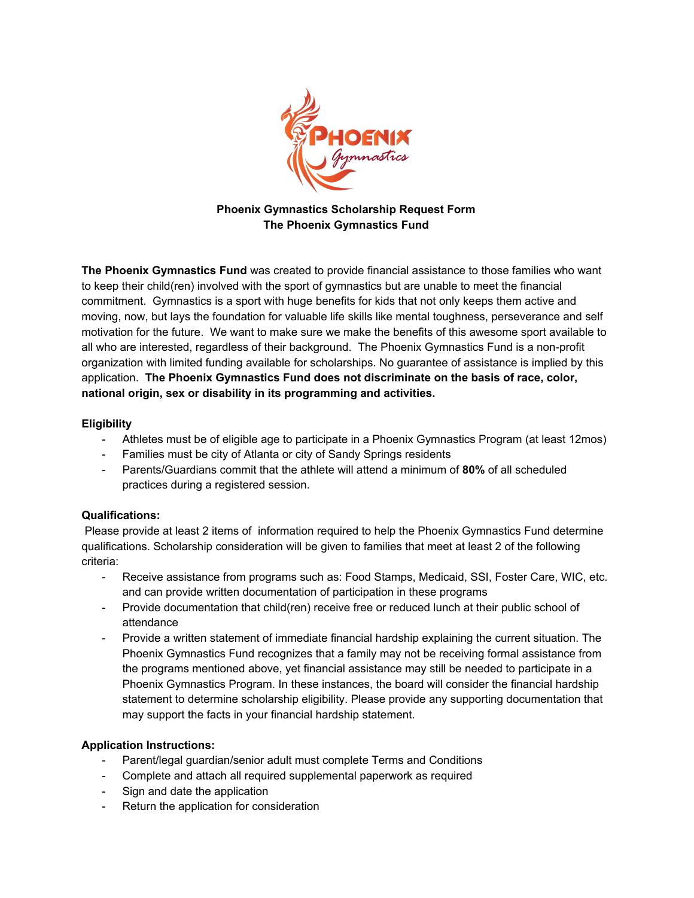**Phoenix Gymnastics Scholarship Request Form**
**The Phoenix Gymnastics Fund**

**The Phoenix Gymnastics Fund** was created to provide financial assistance to those families who want to keep their child(ren) involved with the sport of gymnastics but are unable to meet the financial commitment. Gymnastics is a sport with huge benefits for kids that not only keeps them active and moving, now, but lays the foundation for valuable life skills like mental toughness, perseverance and self motivation for the future. We want to make sure we make the benefits of this awesome sport available to all who are interested, regardless of their background. The Phoenix Gymnastics Fund is a non-profit organization with limited funding available for scholarships. No guarantee of assistance is implied by this application. **The Phoenix Gymnastics Fund does not discriminate on the basis of race, color, national origin, sex or disability in its programming and activities.**

**Eligibility**

- Athletes must be of eligible age to participate in a Phoenix Gymnastics Program (at least 12mos)
- Families must be city of Atlanta or city of Sandy Springs residents
- Parents/Guardians commit that the athlete will attend a minimum of **80%** of all scheduled practices during a registered session.

**Qualifications:**

Please provide at least 2 items of information required to help the Phoenix Gymnastics Fund determine qualifications. Scholarship consideration will be given to families that meet at least 2 of the following criteria:

- Receive assistance from programs such as: Food Stamps, Medicaid, SSI, Foster Care, WIC, etc. and can provide written documentation of participation in these programs
- Provide documentation that child(ren) receive free or reduced lunch at their public school of attendance
- Provide a written statement of immediate financial hardship explaining the current situation. The Phoenix Gymnastics Fund recognizes that a family may not be receiving formal assistance from the programs mentioned above, yet financial assistance may still be needed to participate in a Phoenix Gymnastics Program. In these instances, the board will consider the financial hardship statement to determine scholarship eligibility. Please provide any supporting documentation that may support the facts in your financial hardship statement.

**Application Instructions:**

- Parent/legal guardian/senior adult must complete Terms and Conditions
- Complete and attach all required supplemental paperwork as required
- Sign and date the application
- Return the application for consideration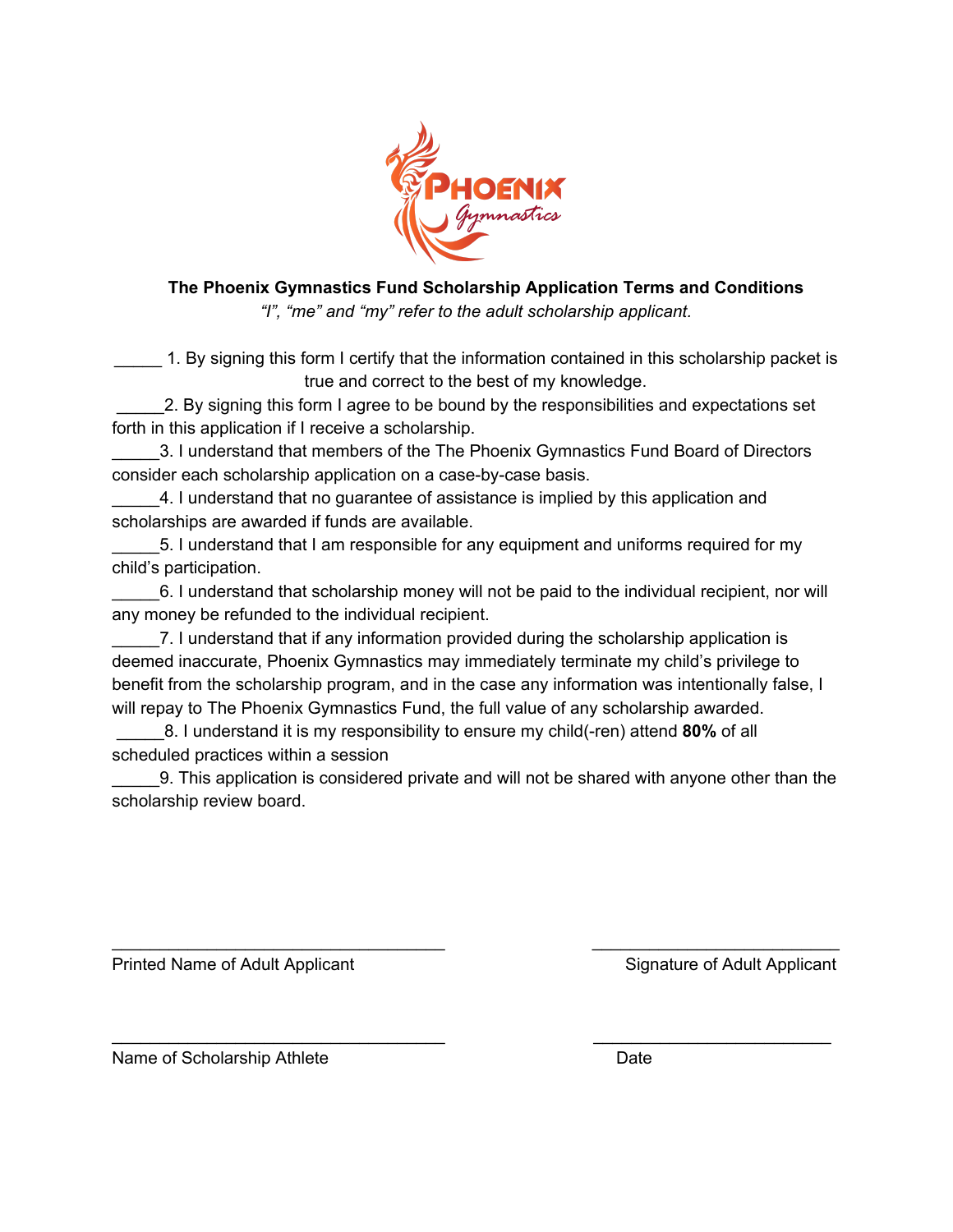**The Phoenix Gymnastics Fund Scholarship Application Terms and Conditions**

*"I", "me" and "my" refer to the adult scholarship applicant.*

_____ 1. By signing this form I certify that the information contained in this scholarship packet is true and correct to the best of my knowledge.

_____2. By signing this form I agree to be bound by the responsibilities and expectations set forth in this application if I receive a scholarship.

_____3. I understand that members of the The Phoenix Gymnastics Fund Board of Directors consider each scholarship application on a case-by-case basis.

_____4. I understand that no guarantee of assistance is implied by this application and scholarships are awarded if funds are available.

_____5. I understand that I am responsible for any equipment and uniforms required for my child's participation.

_____6. I understand that scholarship money will not be paid to the individual recipient, nor will any money be refunded to the individual recipient.

_____7. I understand that if any information provided during the scholarship application is deemed inaccurate, Phoenix Gymnastics may immediately terminate my child's privilege to benefit from the scholarship program, and in the case any information was intentionally false, I will repay to The Phoenix Gymnastics Fund, the full value of any scholarship awarded.

_____8. I understand it is my responsibility to ensure my child(-ren) attend **80%** of all scheduled practices within a session

_____9. This application is considered private and will not be shared with anyone other than the scholarship review board.

_________________________________ Printed Name of Adult Applicant

_________________________________ Signature of Adult Applicant

_________________________________ Name of Scholarship Athlete

_________________________________ Date